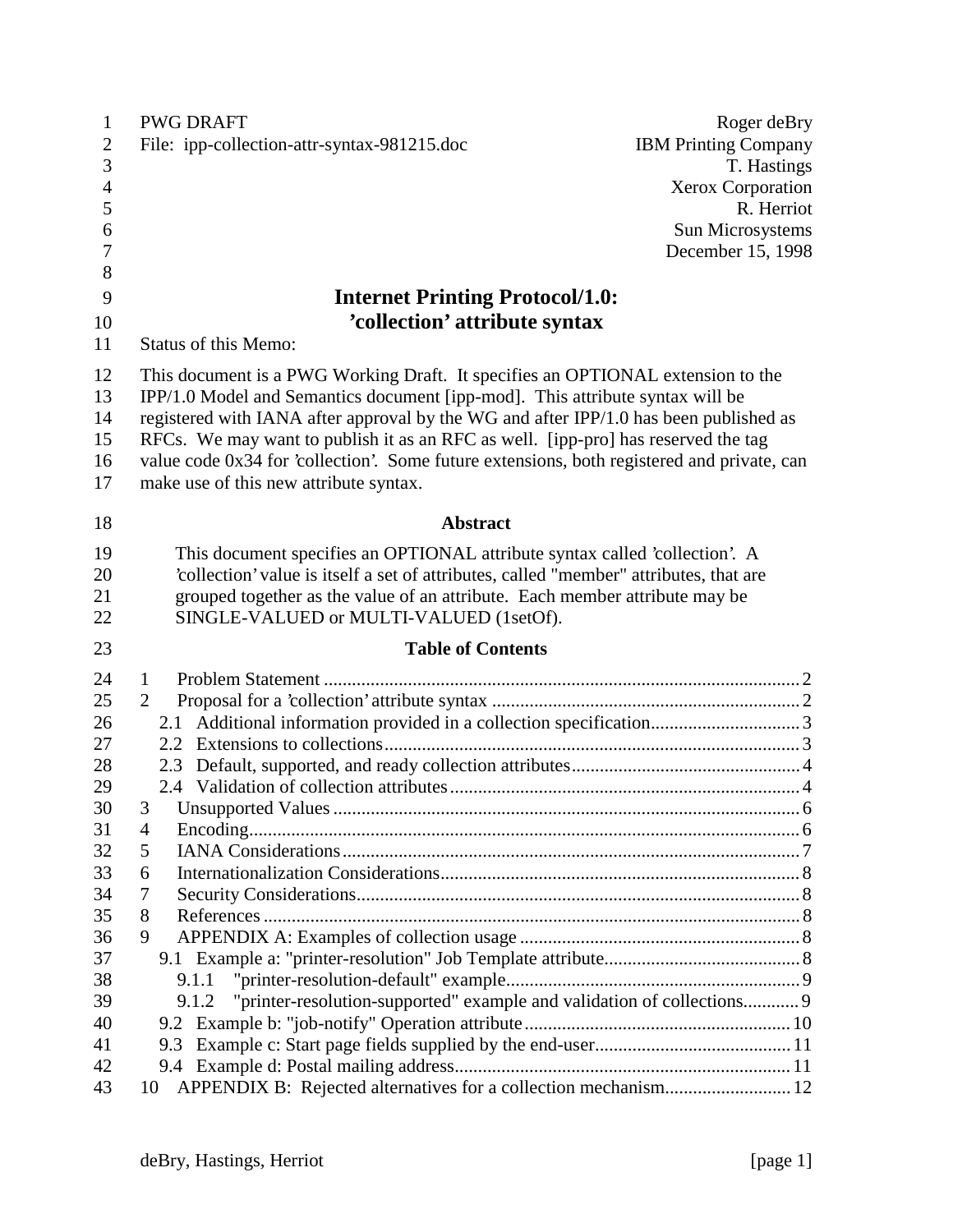PWG DRAFT
File: ipp-collection-attr-syntax-981215.doc

Roger deBry
IBM Printing Company
T. Hastings
Xerox Corporation
R. Herriot
Sun Microsystems
December 15, 1998

# Internet Printing Protocol/1.0: 'collection' attribute syntax

Status of this Memo:

This document is a PWG Working Draft. It specifies an OPTIONAL extension to the IPP/1.0 Model and Semantics document [ipp-mod]. This attribute syntax will be registered with IANA after approval by the WG and after IPP/1.0 has been published as RFCs. We may want to publish it as an RFC as well. [ipp-pro] has reserved the tag value code 0x34 for 'collection'. Some future extensions, both registered and private, can make use of this new attribute syntax.

## Abstract

This document specifies an OPTIONAL attribute syntax called 'collection'. A 'collection' value is itself a set of attributes, called "member" attributes, that are grouped together as the value of an attribute. Each member attribute may be SINGLE-VALUED or MULTI-VALUED (1setOf).

## Table of Contents

1 Problem Statement ..... 2
2 Proposal for a 'collection' attribute syntax ..... 2
  2.1 Additional information provided in a collection specification ..... 3
  2.2 Extensions to collections ..... 3
  2.3 Default, supported, and ready collection attributes ..... 4
  2.4 Validation of collection attributes ..... 4
3 Unsupported Values ..... 6
4 Encoding ..... 6
5 IANA Considerations ..... 7
6 Internationalization Considerations ..... 8
7 Security Considerations ..... 8
8 References ..... 8
9 APPENDIX A: Examples of collection usage ..... 8
  9.1 Example a: "printer-resolution" Job Template attribute ..... 8
    9.1.1 "printer-resolution-default" example ..... 9
    9.1.2 "printer-resolution-supported" example and validation of collections ..... 9
  9.2 Example b: "job-notify" Operation attribute ..... 10
  9.3 Example c: Start page fields supplied by the end-user ..... 11
  9.4 Example d: Postal mailing address ..... 11
10 APPENDIX B: Rejected alternatives for a collection mechanism ..... 12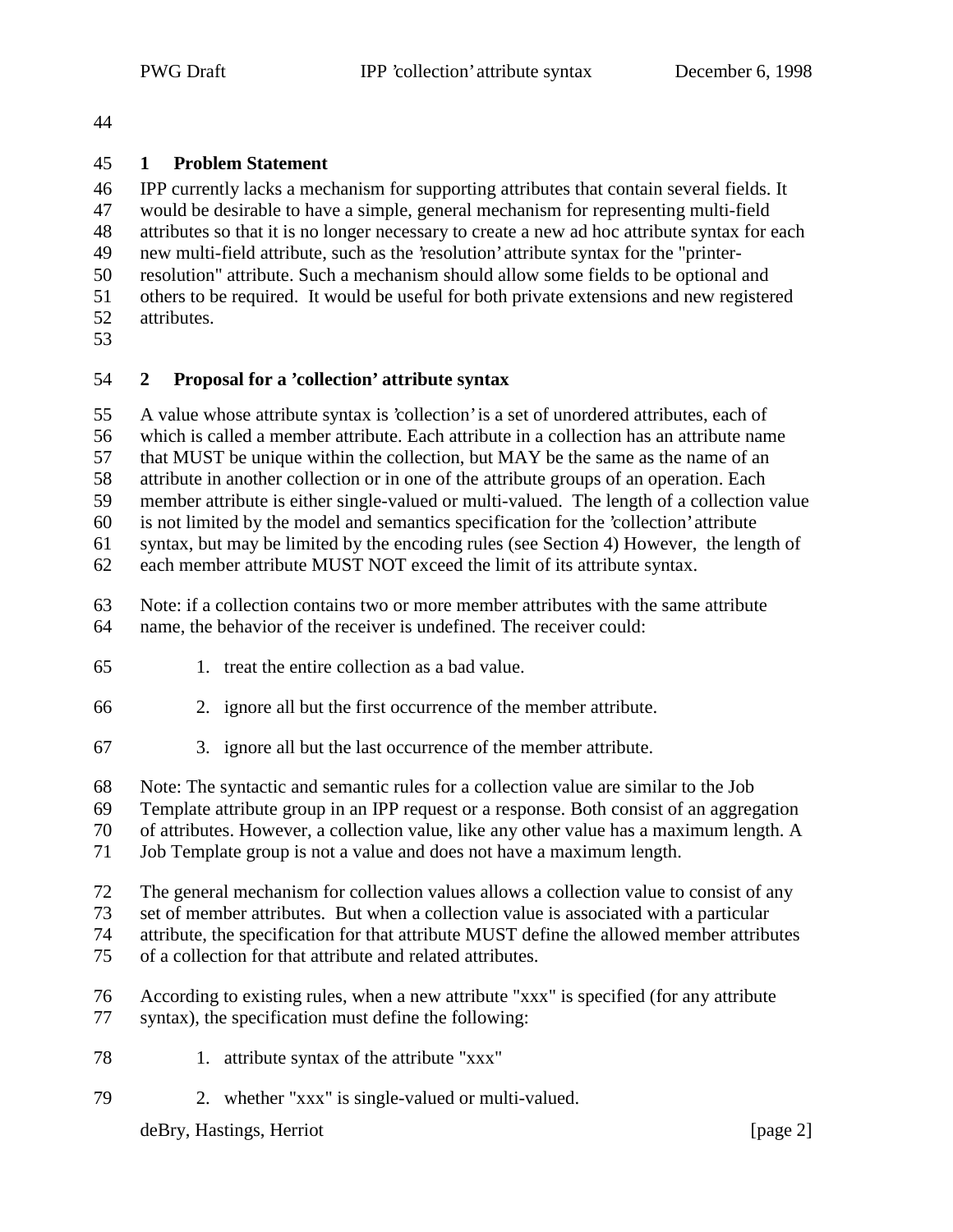## 1 Problem Statement

IPP currently lacks a mechanism for supporting attributes that contain several fields. It would be desirable to have a simple, general mechanism for representing multi-field attributes so that it is no longer necessary to create a new ad hoc attribute syntax for each new multi-field attribute, such as the 'resolution' attribute syntax for the "printer-resolution" attribute. Such a mechanism should allow some fields to be optional and others to be required. It would be useful for both private extensions and new registered attributes.

## 2 Proposal for a 'collection' attribute syntax

A value whose attribute syntax is 'collection' is a set of unordered attributes, each of which is called a member attribute. Each attribute in a collection has an attribute name that MUST be unique within the collection, but MAY be the same as the name of an attribute in another collection or in one of the attribute groups of an operation. Each member attribute is either single-valued or multi-valued. The length of a collection value is not limited by the model and semantics specification for the 'collection' attribute syntax, but may be limited by the encoding rules (see Section 4) However, the length of each member attribute MUST NOT exceed the limit of its attribute syntax.

Note: if a collection contains two or more member attributes with the same attribute name, the behavior of the receiver is undefined. The receiver could:

1. treat the entire collection as a bad value.
2. ignore all but the first occurrence of the member attribute.
3. ignore all but the last occurrence of the member attribute.

Note: The syntactic and semantic rules for a collection value are similar to the Job Template attribute group in an IPP request or a response. Both consist of an aggregation of attributes. However, a collection value, like any other value has a maximum length. A Job Template group is not a value and does not have a maximum length.

The general mechanism for collection values allows a collection value to consist of any set of member attributes. But when a collection value is associated with a particular attribute, the specification for that attribute MUST define the allowed member attributes of a collection for that attribute and related attributes.

According to existing rules, when a new attribute "xxx" is specified (for any attribute syntax), the specification must define the following:

1. attribute syntax of the attribute "xxx"
2. whether "xxx" is single-valued or multi-valued.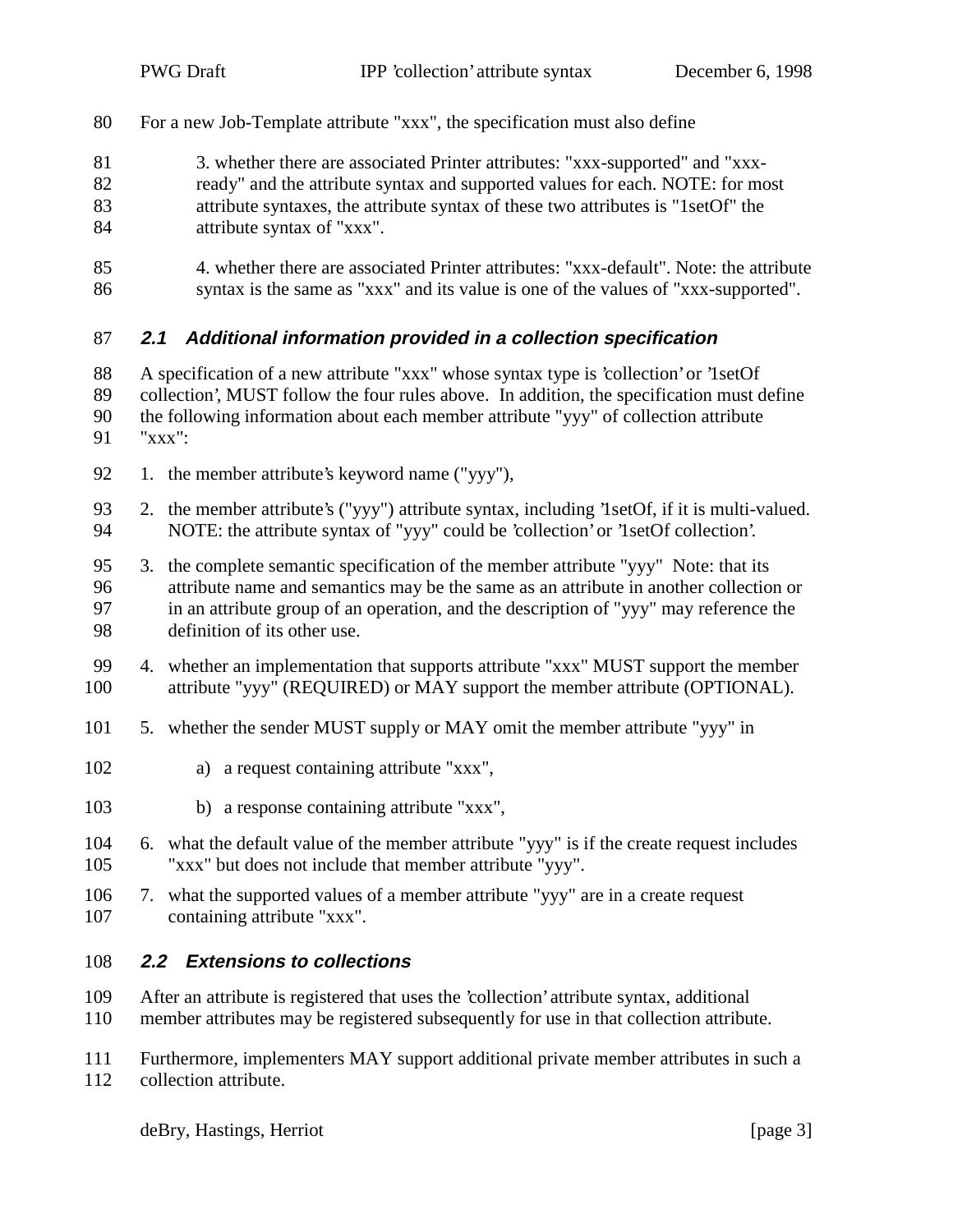For a new Job-Template attribute "xxx", the specification must also define

3. whether there are associated Printer attributes: "xxx-supported" and "xxx-ready" and the attribute syntax and supported values for each. NOTE: for most attribute syntaxes, the attribute syntax of these two attributes is "1setOf" the attribute syntax of "xxx".

4. whether there are associated Printer attributes: "xxx-default". Note: the attribute syntax is the same as "xxx" and its value is one of the values of "xxx-supported".

## 2.1 Additional information provided in a collection specification

A specification of a new attribute "xxx" whose syntax type is 'collection' or '1setOf collection', MUST follow the four rules above. In addition, the specification must define the following information about each member attribute "yyy" of collection attribute "xxx":

1. the member attribute's keyword name ("yyy"),
2. the member attribute's ("yyy") attribute syntax, including '1setOf, if it is multi-valued. NOTE: the attribute syntax of "yyy" could be 'collection' or '1setOf collection'.
3. the complete semantic specification of the member attribute "yyy" Note: that its attribute name and semantics may be the same as an attribute in another collection or in an attribute group of an operation, and the description of "yyy" may reference the definition of its other use.
4. whether an implementation that supports attribute "xxx" MUST support the member attribute "yyy" (REQUIRED) or MAY support the member attribute (OPTIONAL).
5. whether the sender MUST supply or MAY omit the member attribute "yyy" in
   a) a request containing attribute "xxx",
   b) a response containing attribute "xxx",
6. what the default value of the member attribute "yyy" is if the create request includes "xxx" but does not include that member attribute "yyy".
7. what the supported values of a member attribute "yyy" are in a create request containing attribute "xxx".

## 2.2 Extensions to collections

After an attribute is registered that uses the 'collection' attribute syntax, additional member attributes may be registered subsequently for use in that collection attribute.

Furthermore, implementers MAY support additional private member attributes in such a collection attribute.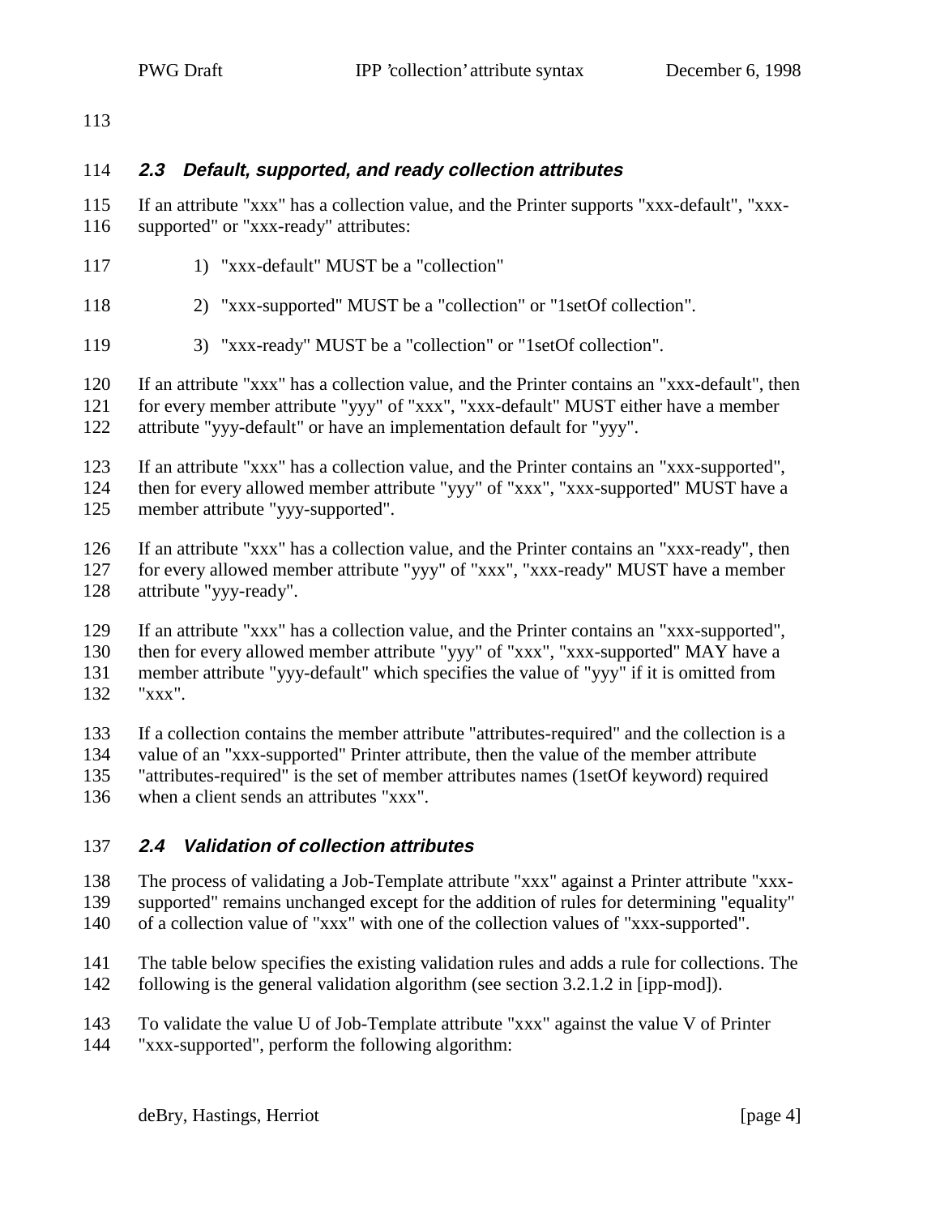## 2.3 Default, supported, and ready collection attributes

If an attribute "xxx" has a collection value, and the Printer supports "xxx-default", "xxx-supported" or "xxx-ready" attributes:

1) "xxx-default" MUST be a "collection"

2) "xxx-supported" MUST be a "collection" or "1setOf collection".

3) "xxx-ready" MUST be a "collection" or "1setOf collection".

If an attribute "xxx" has a collection value, and the Printer contains an "xxx-default", then for every member attribute "yyy" of "xxx", "xxx-default" MUST either have a member attribute "yyy-default" or have an implementation default for "yyy".

If an attribute "xxx" has a collection value, and the Printer contains an "xxx-supported", then for every allowed member attribute "yyy" of "xxx", "xxx-supported" MUST have a member attribute "yyy-supported".

If an attribute "xxx" has a collection value, and the Printer contains an "xxx-ready", then for every allowed member attribute "yyy" of "xxx", "xxx-ready" MUST have a member attribute "yyy-ready".

If an attribute "xxx" has a collection value, and the Printer contains an "xxx-supported", then for every allowed member attribute "yyy" of "xxx", "xxx-supported" MAY have a member attribute "yyy-default" which specifies the value of "yyy" if it is omitted from "xxx".

If a collection contains the member attribute "attributes-required" and the collection is a value of an "xxx-supported" Printer attribute, then the value of the member attribute "attributes-required" is the set of member attributes names (1setOf keyword) required when a client sends an attributes "xxx".

## 2.4 Validation of collection attributes

The process of validating a Job-Template attribute "xxx" against a Printer attribute "xxx-supported" remains unchanged except for the addition of rules for determining "equality" of a collection value of "xxx" with one of the collection values of "xxx-supported".

The table below specifies the existing validation rules and adds a rule for collections. The following is the general validation algorithm (see section 3.2.1.2 in [ipp-mod]).

To validate the value U of Job-Template attribute "xxx" against the value V of Printer "xxx-supported", perform the following algorithm: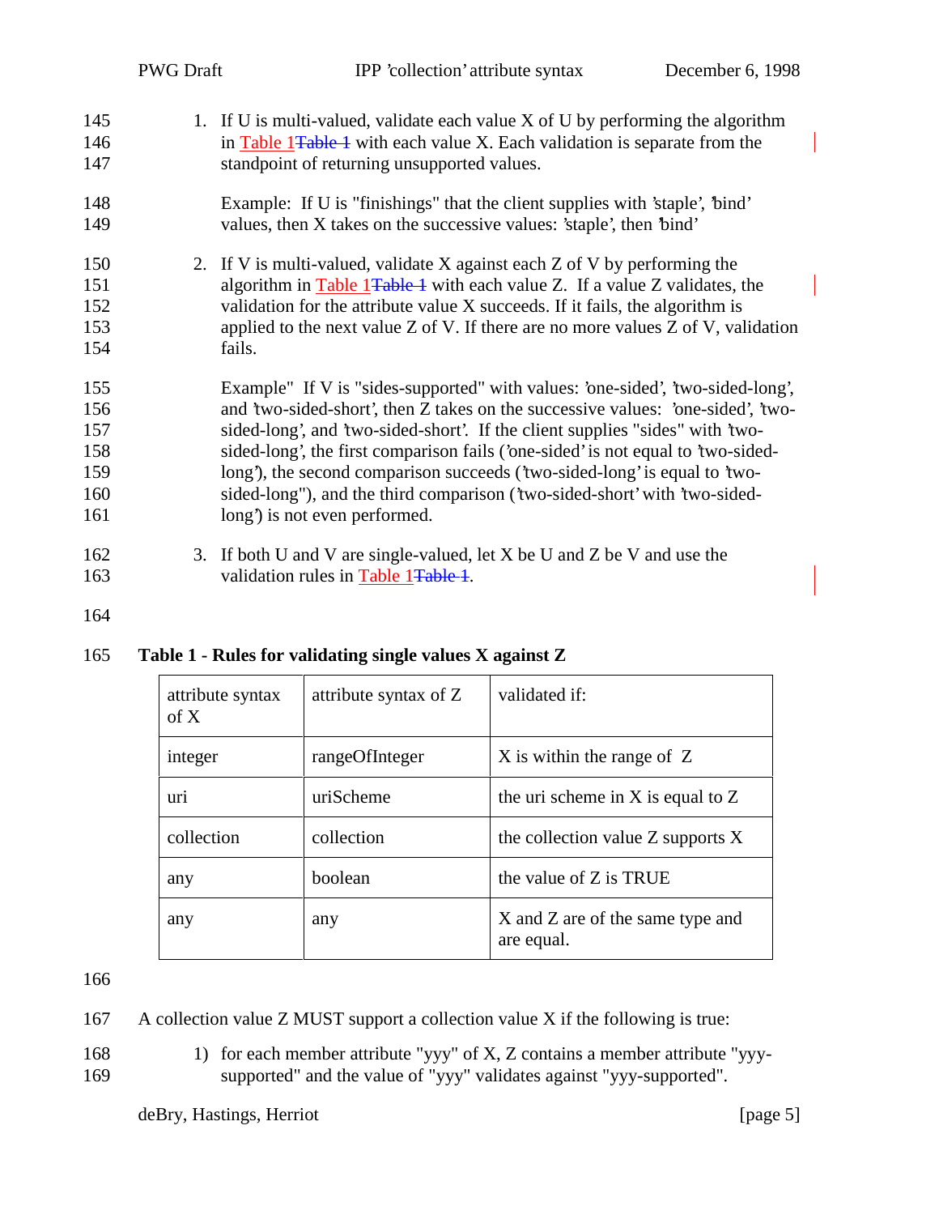1. If U is multi-valued, validate each value X of U by performing the algorithm in Table 1 with each value X. Each validation is separate from the standpoint of returning unsupported values.

   Example: If U is "finishings" that the client supplies with 'staple', 'bind' values, then X takes on the successive values: 'staple', then 'bind'

2. If V is multi-valued, validate X against each Z of V by performing the algorithm in Table 1 with each value Z. If a value Z validates, the validation for the attribute value X succeeds. If it fails, the algorithm is applied to the next value Z of V. If there are no more values Z of V, validation fails.

   Example" If V is "sides-supported" with values: 'one-sided', 'two-sided-long', and 'two-sided-short', then Z takes on the successive values: 'one-sided', 'two-sided-long', and 'two-sided-short'. If the client supplies "sides" with 'two-sided-long', the first comparison fails ('one-sided' is not equal to 'two-sided-long'), the second comparison succeeds ('two-sided-long' is equal to 'two-sided-long"), and the third comparison ('two-sided-short' with 'two-sided-long') is not even performed.

3. If both U and V are single-valued, let X be U and Z be V and use the validation rules in Table 1.

**Table 1 - Rules for validating single values X against Z**

| attribute syntax of X | attribute syntax of Z | validated if: |
|---|---|---|
| integer | rangeOfInteger | X is within the range of Z |
| uri | uriScheme | the uri scheme in X is equal to Z |
| collection | collection | the collection value Z supports X |
| any | boolean | the value of Z is TRUE |
| any | any | X and Z are of the same type and are equal. |

A collection value Z MUST support a collection value X if the following is true:

1) for each member attribute "yyy" of X, Z contains a member attribute "yyy-supported" and the value of "yyy" validates against "yyy-supported".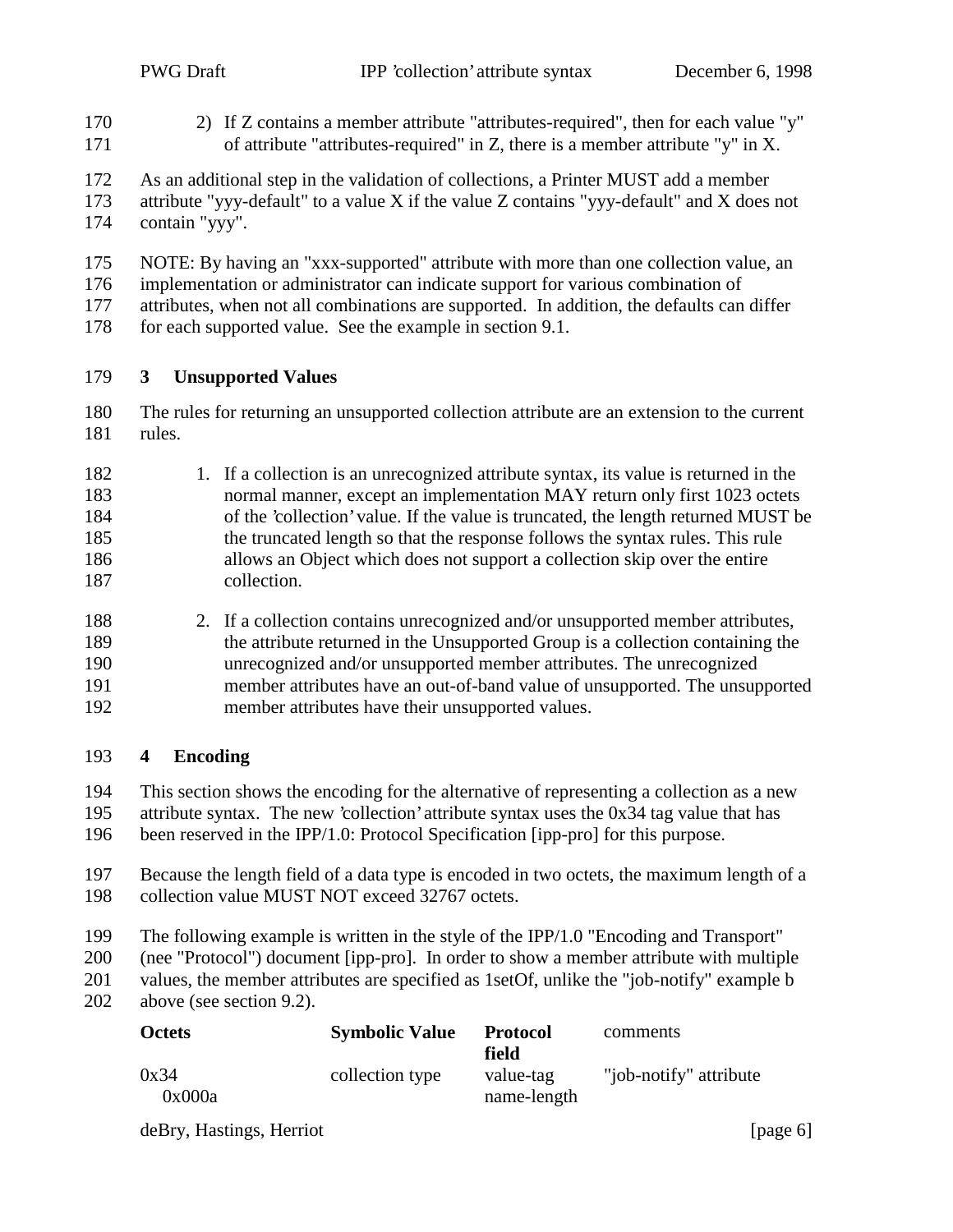2) If Z contains a member attribute "attributes-required", then for each value "y" of attribute "attributes-required" in Z, there is a member attribute "y" in X.

As an additional step in the validation of collections, a Printer MUST add a member attribute "yyy-default" to a value X if the value Z contains "yyy-default" and X does not contain "yyy".

NOTE: By having an "xxx-supported" attribute with more than one collection value, an implementation or administrator can indicate support for various combination of attributes, when not all combinations are supported. In addition, the defaults can differ for each supported value. See the example in section 9.1.

# 3 Unsupported Values

The rules for returning an unsupported collection attribute are an extension to the current rules.

1. If a collection is an unrecognized attribute syntax, its value is returned in the normal manner, except an implementation MAY return only first 1023 octets of the 'collection' value. If the value is truncated, the length returned MUST be the truncated length so that the response follows the syntax rules. This rule allows an Object which does not support a collection skip over the entire collection.

2. If a collection contains unrecognized and/or unsupported member attributes, the attribute returned in the Unsupported Group is a collection containing the unrecognized and/or unsupported member attributes. The unrecognized member attributes have an out-of-band value of unsupported. The unsupported member attributes have their unsupported values.

# 4 Encoding

This section shows the encoding for the alternative of representing a collection as a new attribute syntax. The new 'collection' attribute syntax uses the 0x34 tag value that has been reserved in the IPP/1.0: Protocol Specification [ipp-pro] for this purpose.

Because the length field of a data type is encoded in two octets, the maximum length of a collection value MUST NOT exceed 32767 octets.

The following example is written in the style of the IPP/1.0 "Encoding and Transport" (nee "Protocol") document [ipp-pro]. In order to show a member attribute with multiple values, the member attributes are specified as 1setOf, unlike the "job-notify" example b above (see section 9.2).

| Octets | Symbolic Value | Protocol field | comments |
|---|---|---|---|
| 0x34 | collection type | value-tag | "job-notify" attribute |
| 0x000a | | name-length | |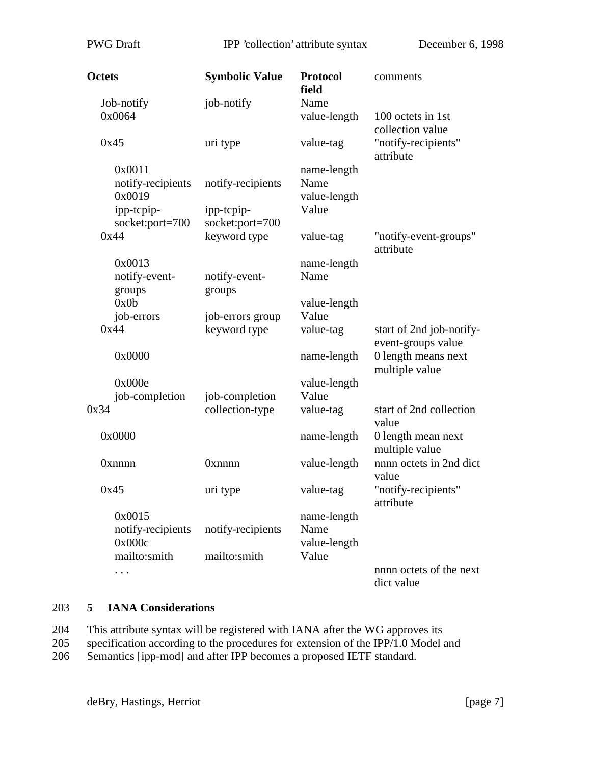| Octets | Symbolic Value | Protocol field | comments |
|---|---|---|---|
| Job-notify | job-notify | Name | |
| 0x0064 | | value-length | 100 octets in 1st collection value |
| 0x45 | uri type | value-tag | "notify-recipients" attribute |
| 0x0011 | | name-length | |
| notify-recipients | notify-recipients | Name | |
| 0x0019 | | value-length | |
| ipp-tcpip-socket:port=700 | ipp-tcpip-socket:port=700 | Value | |
| 0x44 | keyword type | value-tag | "notify-event-groups" attribute |
| 0x0013 | | name-length | |
| notify-event-groups | notify-event-groups | Name | |
| 0x0b | | value-length | |
| job-errors | job-errors group | Value | |
| 0x44 | keyword type | value-tag | start of 2nd job-notify-event-groups value |
| 0x0000 | | name-length | 0 length means next multiple value |
| 0x000e | | value-length | |
| job-completion | job-completion | Value | |
| 0x34 | collection-type | value-tag | start of 2nd collection value |
| 0x0000 | | name-length | 0 length mean next multiple value |
| 0xnnnn | 0xnnnn | value-length | nnnn octets in 2nd dict value |
| 0x45 | uri type | value-tag | "notify-recipients" attribute |
| 0x0015 | | name-length | |
| notify-recipients | notify-recipients | Name | |
| 0x000c | | value-length | |
| mailto:smith | mailto:smith | Value | |
| . . . | | | nnnn octets of the next dict value |

## 5 IANA Considerations

This attribute syntax will be registered with IANA after the WG approves its specification according to the procedures for extension of the IPP/1.0 Model and Semantics [ipp-mod] and after IPP becomes a proposed IETF standard.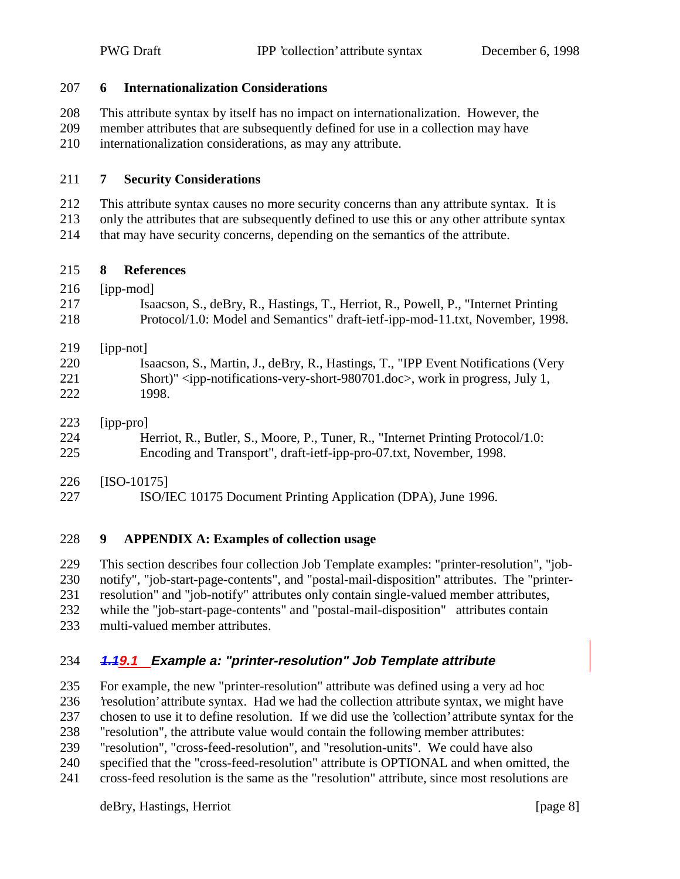## 6 Internationalization Considerations

This attribute syntax by itself has no impact on internationalization. However, the member attributes that are subsequently defined for use in a collection may have internationalization considerations, as may any attribute.

## 7 Security Considerations

This attribute syntax causes no more security concerns than any attribute syntax. It is only the attributes that are subsequently defined to use this or any other attribute syntax that may have security concerns, depending on the semantics of the attribute.

## 8 References

[ipp-mod]
Isaacson, S., deBry, R., Hastings, T., Herriot, R., Powell, P., "Internet Printing Protocol/1.0: Model and Semantics" draft-ietf-ipp-mod-11.txt, November, 1998.

[ipp-not]
Isaacson, S., Martin, J., deBry, R., Hastings, T., "IPP Event Notifications (Very Short)" <ipp-notifications-very-short-980701.doc>, work in progress, July 1, 1998.

[ipp-pro]
Herriot, R., Butler, S., Moore, P., Tuner, R., "Internet Printing Protocol/1.0: Encoding and Transport", draft-ietf-ipp-pro-07.txt, November, 1998.

[ISO-10175]
ISO/IEC 10175 Document Printing Application (DPA), June 1996.

## 9 APPENDIX A: Examples of collection usage

This section describes four collection Job Template examples: "printer-resolution", "job-notify", "job-start-page-contents", and "postal-mail-disposition" attributes. The "printer-resolution" and "job-notify" attributes only contain single-valued member attributes, while the "job-start-page-contents" and "postal-mail-disposition" attributes contain multi-valued member attributes.

### ~~1.1~~9.1 Example a: "printer-resolution" Job Template attribute

For example, the new "printer-resolution" attribute was defined using a very ad hoc 'resolution' attribute syntax. Had we had the collection attribute syntax, we might have chosen to use it to define resolution. If we did use the 'collection' attribute syntax for the "resolution", the attribute value would contain the following member attributes: "resolution", "cross-feed-resolution", and "resolution-units". We could have also specified that the "cross-feed-resolution" attribute is OPTIONAL and when omitted, the cross-feed resolution is the same as the "resolution" attribute, since most resolutions are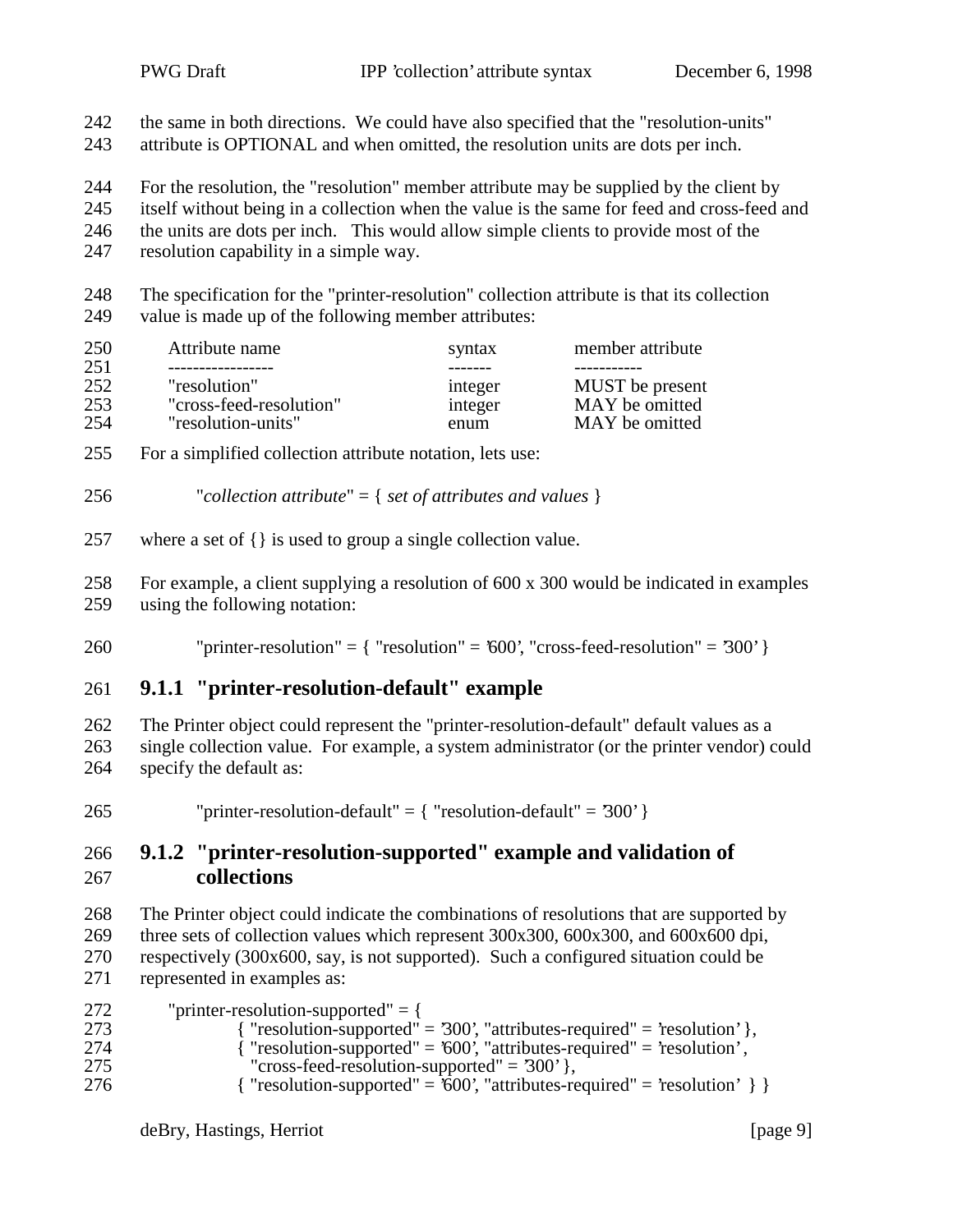the same in both directions. We could have also specified that the "resolution-units" attribute is OPTIONAL and when omitted, the resolution units are dots per inch.

For the resolution, the "resolution" member attribute may be supplied by the client by itself without being in a collection when the value is the same for feed and cross-feed and the units are dots per inch. This would allow simple clients to provide most of the resolution capability in a simple way.

The specification for the "printer-resolution" collection attribute is that its collection value is made up of the following member attributes:

| Attribute name | syntax | member attribute |
|---|---|---|
| "resolution" | integer | MUST be present |
| "cross-feed-resolution" | integer | MAY be omitted |
| "resolution-units" | enum | MAY be omitted |

For a simplified collection attribute notation, lets use:

"*collection attribute*" = { *set of attributes and values* }

where a set of {} is used to group a single collection value.

For example, a client supplying a resolution of 600 x 300 would be indicated in examples using the following notation:

```
"printer-resolution" = { "resolution" = '600', "cross-feed-resolution" = '300' }
```

### 9.1.1 "printer-resolution-default" example

The Printer object could represent the "printer-resolution-default" default values as a single collection value. For example, a system administrator (or the printer vendor) could specify the default as:

```
"printer-resolution-default" = { "resolution-default" = '300' }
```

### 9.1.2 "printer-resolution-supported" example and validation of collections

The Printer object could indicate the combinations of resolutions that are supported by three sets of collection values which represent 300x300, 600x300, and 600x600 dpi, respectively (300x600, say, is not supported). Such a configured situation could be represented in examples as:

```
"printer-resolution-supported" = {
        { "resolution-supported" = '300', "attributes-required" = 'resolution' },
        { "resolution-supported" = '600', "attributes-required" = 'resolution',
          "cross-feed-resolution-supported" = '300' },
        { "resolution-supported" = '600', "attributes-required" = 'resolution' } }
```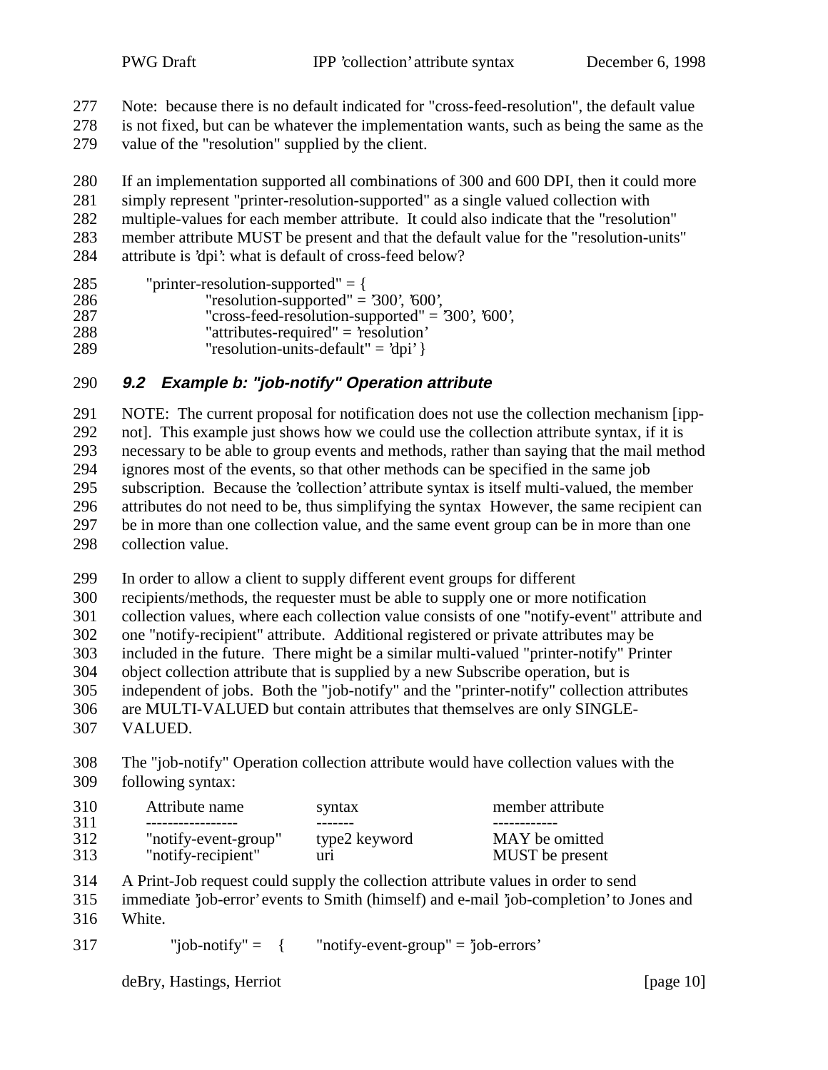Note: because there is no default indicated for "cross-feed-resolution", the default value is not fixed, but can be whatever the implementation wants, such as being the same as the value of the "resolution" supplied by the client.

If an implementation supported all combinations of 300 and 600 DPI, then it could more simply represent "printer-resolution-supported" as a single valued collection with multiple-values for each member attribute. It could also indicate that the "resolution" member attribute MUST be present and that the default value for the "resolution-units" attribute is 'dpi': what is default of cross-feed below?

```
"printer-resolution-supported" = {
        "resolution-supported" = '300', '600',
        "cross-feed-resolution-supported" = '300', '600',
        "attributes-required" = 'resolution'
        "resolution-units-default" = 'dpi' }
```

### 9.2 Example b: "job-notify" Operation attribute

NOTE: The current proposal for notification does not use the collection mechanism [ipp-not]. This example just shows how we could use the collection attribute syntax, if it is necessary to be able to group events and methods, rather than saying that the mail method ignores most of the events, so that other methods can be specified in the same job subscription. Because the 'collection' attribute syntax is itself multi-valued, the member attributes do not need to be, thus simplifying the syntax However, the same recipient can be in more than one collection value, and the same event group can be in more than one collection value.

In order to allow a client to supply different event groups for different recipients/methods, the requester must be able to supply one or more notification collection values, where each collection value consists of one "notify-event" attribute and one "notify-recipient" attribute. Additional registered or private attributes may be included in the future. There might be a similar multi-valued "printer-notify" Printer object collection attribute that is supplied by a new Subscribe operation, but is independent of jobs. Both the "job-notify" and the "printer-notify" collection attributes are MULTI-VALUED but contain attributes that themselves are only SINGLE-VALUED.

The "job-notify" Operation collection attribute would have collection values with the following syntax:

| Attribute name | syntax | member attribute |
|---|---|---|
| "notify-event-group" | type2 keyword | MAY be omitted |
| "notify-recipient" | uri | MUST be present |

A Print-Job request could supply the collection attribute values in order to send immediate 'job-error' events to Smith (himself) and e-mail 'job-completion' to Jones and White.

```
"job-notify" =   {       "notify-event-group" = 'job-errors'
```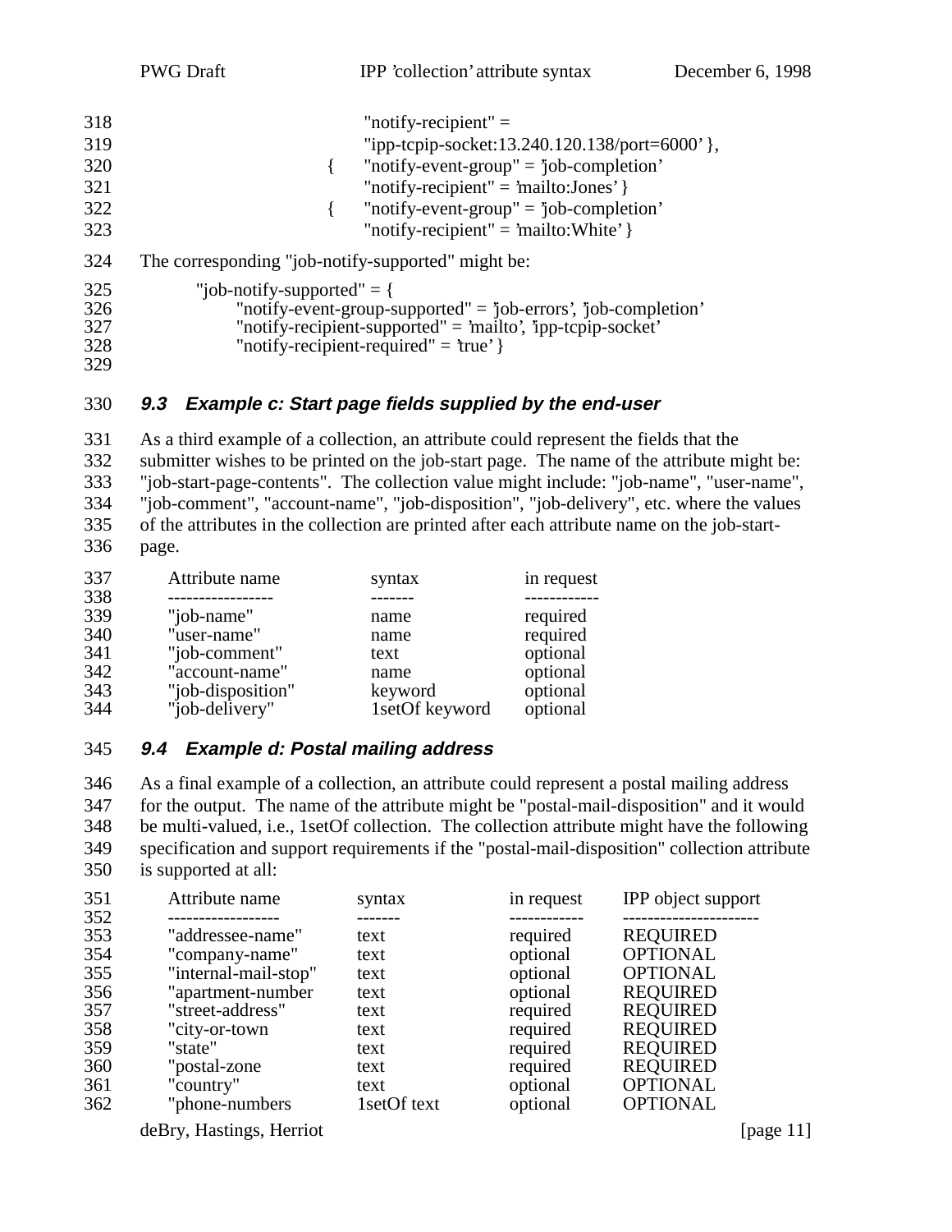```
        "notify-recipient" =
        "ipp-tcpip-socket:13.240.120.138/port=6000' },
    {   "notify-event-group" = 'job-completion'
        "notify-recipient" = 'mailto:Jones' }
    {   "notify-event-group" = 'job-completion'
        "notify-recipient" = 'mailto:White' }
```

The corresponding "job-notify-supported" might be:

```
"job-notify-supported" = {
    "notify-event-group-supported" = 'job-errors', 'job-completion'
    "notify-recipient-supported" = 'mailto', 'ipp-tcpip-socket'
    "notify-recipient-required" = 'true' }
```

### *9.3 Example c: Start page fields supplied by the end-user*

As a third example of a collection, an attribute could represent the fields that the submitter wishes to be printed on the job-start page. The name of the attribute might be: "job-start-page-contents". The collection value might include: "job-name", "user-name", "job-comment", "account-name", "job-disposition", "job-delivery", etc. where the values of the attributes in the collection are printed after each attribute name on the job-start-page.

| Attribute name | syntax | in request |
|---|---|---|
| "job-name" | name | required |
| "user-name" | name | required |
| "job-comment" | text | optional |
| "account-name" | name | optional |
| "job-disposition" | keyword | optional |
| "job-delivery" | 1setOf keyword | optional |

### *9.4 Example d: Postal mailing address*

As a final example of a collection, an attribute could represent a postal mailing address for the output. The name of the attribute might be "postal-mail-disposition" and it would be multi-valued, i.e., 1setOf collection. The collection attribute might have the following specification and support requirements if the "postal-mail-disposition" collection attribute is supported at all:

| Attribute name | syntax | in request | IPP object support |
|---|---|---|---|
| "addressee-name" | text | required | REQUIRED |
| "company-name" | text | optional | OPTIONAL |
| "internal-mail-stop" | text | optional | OPTIONAL |
| "apartment-number | text | optional | REQUIRED |
| "street-address" | text | required | REQUIRED |
| "city-or-town | text | required | REQUIRED |
| "state" | text | required | REQUIRED |
| "postal-zone | text | required | REQUIRED |
| "country" | text | optional | OPTIONAL |
| "phone-numbers | 1setOf text | optional | OPTIONAL |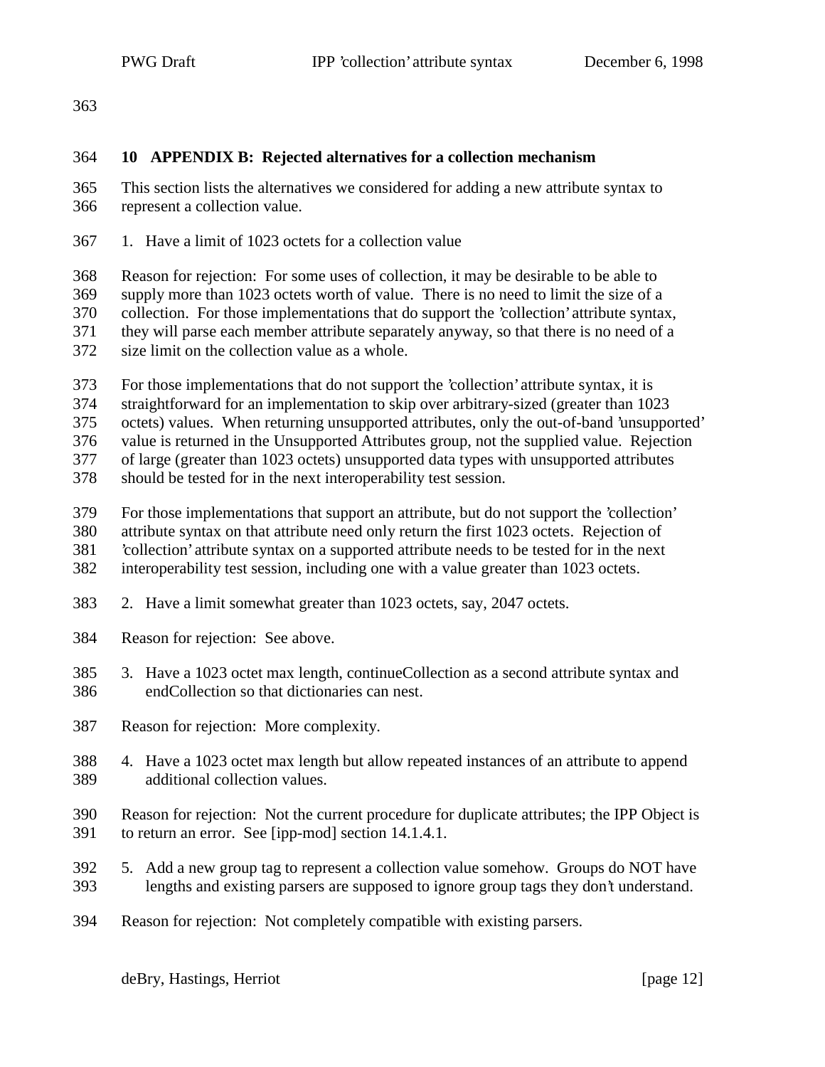## 10 APPENDIX B: Rejected alternatives for a collection mechanism

This section lists the alternatives we considered for adding a new attribute syntax to represent a collection value.

1. Have a limit of 1023 octets for a collection value

Reason for rejection: For some uses of collection, it may be desirable to be able to supply more than 1023 octets worth of value. There is no need to limit the size of a collection. For those implementations that do support the 'collection' attribute syntax, they will parse each member attribute separately anyway, so that there is no need of a size limit on the collection value as a whole.

For those implementations that do not support the 'collection' attribute syntax, it is straightforward for an implementation to skip over arbitrary-sized (greater than 1023 octets) values. When returning unsupported attributes, only the out-of-band 'unsupported' value is returned in the Unsupported Attributes group, not the supplied value. Rejection of large (greater than 1023 octets) unsupported data types with unsupported attributes should be tested for in the next interoperability test session.

For those implementations that support an attribute, but do not support the 'collection' attribute syntax on that attribute need only return the first 1023 octets. Rejection of 'collection' attribute syntax on a supported attribute needs to be tested for in the next interoperability test session, including one with a value greater than 1023 octets.

2. Have a limit somewhat greater than 1023 octets, say, 2047 octets.

Reason for rejection: See above.

3. Have a 1023 octet max length, continueCollection as a second attribute syntax and endCollection so that dictionaries can nest.

Reason for rejection: More complexity.

4. Have a 1023 octet max length but allow repeated instances of an attribute to append additional collection values.

Reason for rejection: Not the current procedure for duplicate attributes; the IPP Object is to return an error. See [ipp-mod] section 14.1.4.1.

5. Add a new group tag to represent a collection value somehow. Groups do NOT have lengths and existing parsers are supposed to ignore group tags they don't understand.

Reason for rejection: Not completely compatible with existing parsers.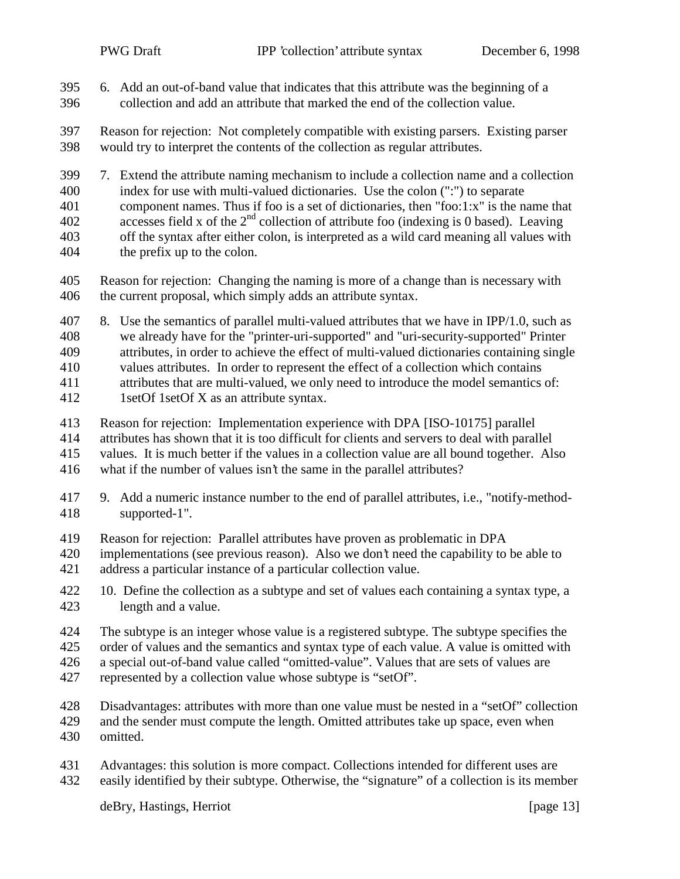6. Add an out-of-band value that indicates that this attribute was the beginning of a collection and add an attribute that marked the end of the collection value.

Reason for rejection: Not completely compatible with existing parsers. Existing parser would try to interpret the contents of the collection as regular attributes.

7. Extend the attribute naming mechanism to include a collection name and a collection index for use with multi-valued dictionaries. Use the colon (":") to separate component names. Thus if foo is a set of dictionaries, then "foo:1:x" is the name that accesses field x of the 2nd collection of attribute foo (indexing is 0 based). Leaving off the syntax after either colon, is interpreted as a wild card meaning all values with the prefix up to the colon.

Reason for rejection: Changing the naming is more of a change than is necessary with the current proposal, which simply adds an attribute syntax.

8. Use the semantics of parallel multi-valued attributes that we have in IPP/1.0, such as we already have for the "printer-uri-supported" and "uri-security-supported" Printer attributes, in order to achieve the effect of multi-valued dictionaries containing single values attributes. In order to represent the effect of a collection which contains attributes that are multi-valued, we only need to introduce the model semantics of: 1setOf 1setOf X as an attribute syntax.

Reason for rejection: Implementation experience with DPA [ISO-10175] parallel attributes has shown that it is too difficult for clients and servers to deal with parallel values. It is much better if the values in a collection value are all bound together. Also what if the number of values isn't the same in the parallel attributes?

9. Add a numeric instance number to the end of parallel attributes, i.e., "notify-method-supported-1".

Reason for rejection: Parallel attributes have proven as problematic in DPA implementations (see previous reason). Also we don't need the capability to be able to address a particular instance of a particular collection value.

10. Define the collection as a subtype and set of values each containing a syntax type, a length and a value.

The subtype is an integer whose value is a registered subtype. The subtype specifies the order of values and the semantics and syntax type of each value. A value is omitted with a special out-of-band value called "omitted-value". Values that are sets of values are represented by a collection value whose subtype is "setOf".

Disadvantages: attributes with more than one value must be nested in a "setOf" collection and the sender must compute the length. Omitted attributes take up space, even when omitted.

Advantages: this solution is more compact. Collections intended for different uses are easily identified by their subtype. Otherwise, the "signature" of a collection is its member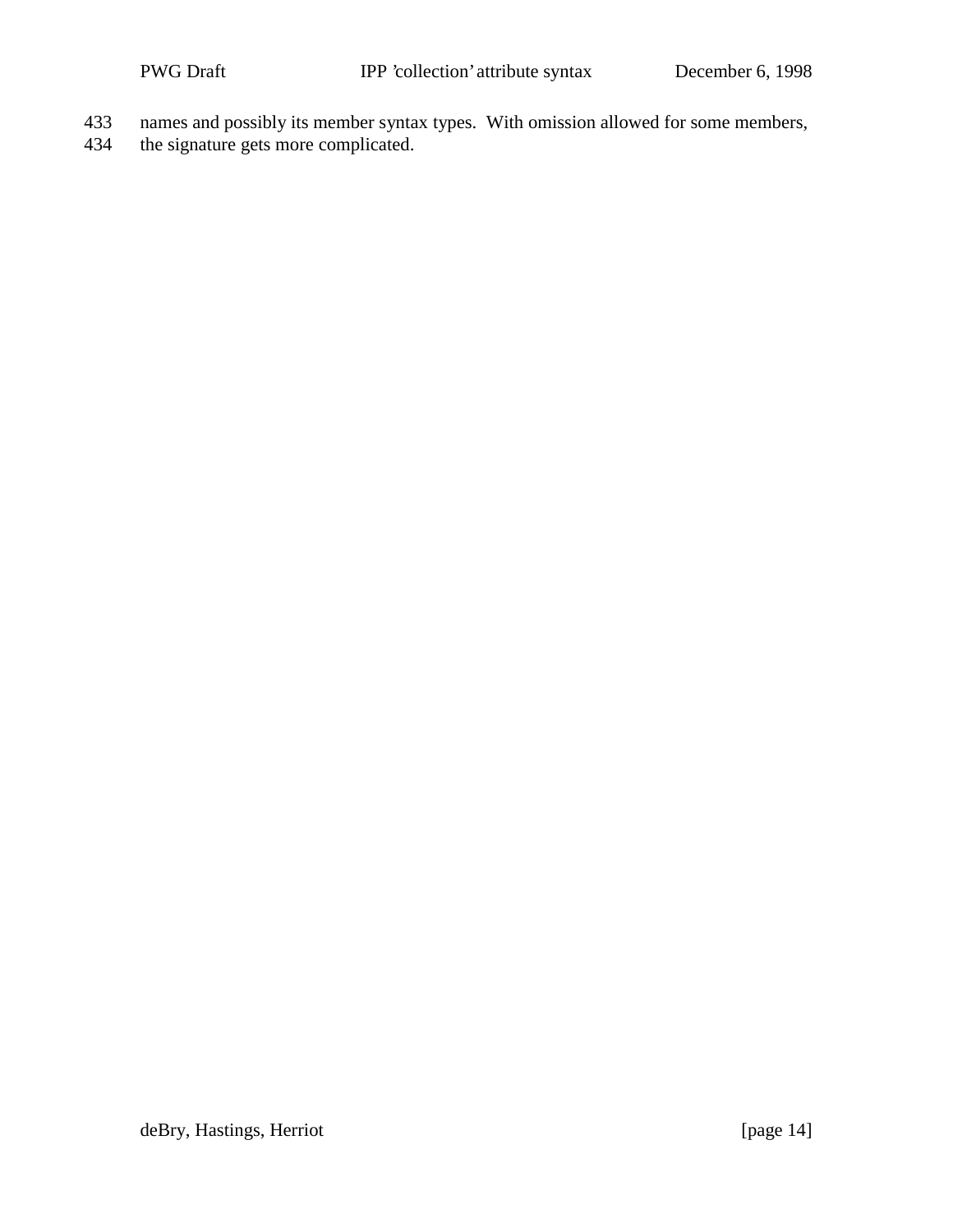names and possibly its member syntax types. With omission allowed for some members, the signature gets more complicated.